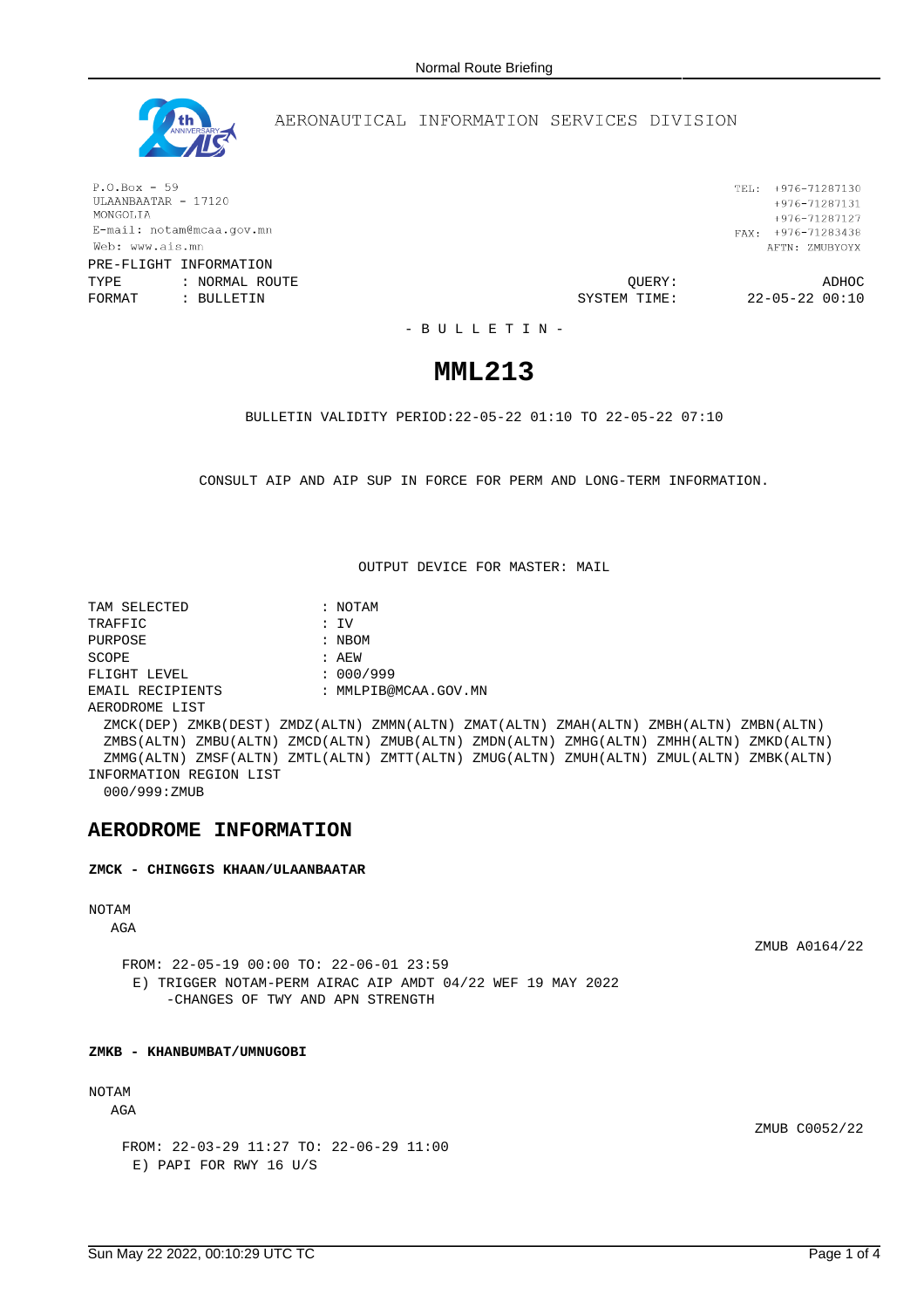AERONAUTICAL INFORMATION SERVICES DIVISION

P.O.Box - 59
ULAANBAATAR - 17120
MONGOLIA
E-mail: notam@mcaa.gov.mn
Web: www.ais.mn

TEL: +976-71287130
+976-71287131
+976-71287127
FAX: +976-71283438
AFTN: ZMUBYOYX

PRE-FLIGHT INFORMATION
TYPE : NORMAL ROUTE
FORMAT : BULLETIN

QUERY: ADHOC
SYSTEM TIME: 22-05-22 00:10

- B U L L E T I N -

# MML213

BULLETIN VALIDITY PERIOD:22-05-22 01:10 TO 22-05-22 07:10

CONSULT AIP AND AIP SUP IN FORCE FOR PERM AND LONG-TERM INFORMATION.

OUTPUT DEVICE FOR MASTER: MAIL

```
TAM SELECTED          : NOTAM
TRAFFIC               : IV
PURPOSE               : NBOM
SCOPE                 : AEW
FLIGHT LEVEL          : 000/999
EMAIL RECIPIENTS      : MMLPIB@MCAA.GOV.MN
AERODROME LIST
  ZMCK(DEP) ZMKB(DEST) ZMDZ(ALTN) ZMMN(ALTN) ZMAT(ALTN) ZMAH(ALTN) ZMBH(ALTN) ZMBN(ALTN)
  ZMBS(ALTN) ZMBU(ALTN) ZMCD(ALTN) ZMUB(ALTN) ZMDN(ALTN) ZMHG(ALTN) ZMHH(ALTN) ZMKD(ALTN)
  ZMMG(ALTN) ZMSF(ALTN) ZMTL(ALTN) ZMTT(ALTN) ZMUG(ALTN) ZMUH(ALTN) ZMUL(ALTN) ZMBK(ALTN)
INFORMATION REGION LIST
  000/999:ZMUB
```

## AERODROME INFORMATION

**ZMCK - CHINGGIS KHAAN/ULAANBAATAR**

NOTAM
AGA

ZMUB A0164/22

FROM: 22-05-19 00:00 TO: 22-06-01 23:59
E) TRIGGER NOTAM-PERM AIRAC AIP AMDT 04/22 WEF 19 MAY 2022
-CHANGES OF TWY AND APN STRENGTH

**ZMKB - KHANBUMBAT/UMNUGOBI**

NOTAM
AGA

ZMUB C0052/22

FROM: 22-03-29 11:27 TO: 22-06-29 11:00
E) PAPI FOR RWY 16 U/S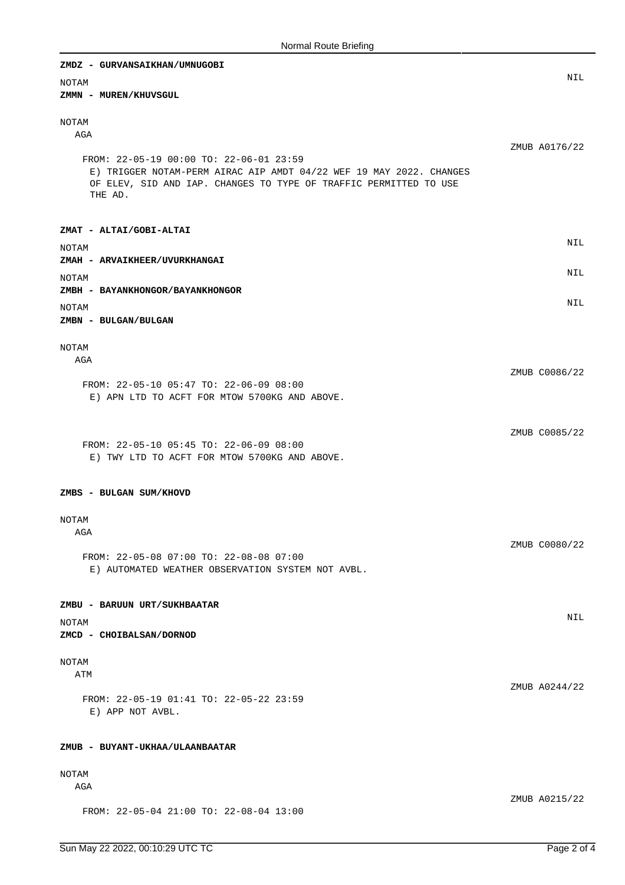**ZMDZ - GURVANSAIKHAN/UMNUGOBI**

NOTAM

NIL

**ZMMN - MUREN/KHUVSGUL**

NOTAM

AGA

ZMUB A0176/22

FROM: 22-05-19 00:00 TO: 22-06-01 23:59

E) TRIGGER NOTAM-PERM AIRAC AIP AMDT 04/22 WEF 19 MAY 2022. CHANGES OF ELEV, SID AND IAP. CHANGES TO TYPE OF TRAFFIC PERMITTED TO USE THE AD.

**ZMAT - ALTAI/GOBI-ALTAI**

NOTAM

NIL

**ZMAH - ARVAIKHEER/UVURKHANGAI**

NOTAM

NIL

**ZMBH - BAYANKHONGOR/BAYANKHONGOR**

NOTAM

NIL

**ZMBN - BULGAN/BULGAN**

NOTAM

AGA

ZMUB C0086/22

FROM: 22-05-10 05:47 TO: 22-06-09 08:00

E) APN LTD TO ACFT FOR MTOW 5700KG AND ABOVE.

ZMUB C0085/22

FROM: 22-05-10 05:45 TO: 22-06-09 08:00

E) TWY LTD TO ACFT FOR MTOW 5700KG AND ABOVE.

**ZMBS - BULGAN SUM/KHOVD**

NOTAM

AGA

ZMUB C0080/22

FROM: 22-05-08 07:00 TO: 22-08-08 07:00

E) AUTOMATED WEATHER OBSERVATION SYSTEM NOT AVBL.

**ZMBU - BARUUN URT/SUKHBAATAR**

NOTAM

NIL

**ZMCD - CHOIBALSAN/DORNOD**

NOTAM

ATM

ZMUB A0244/22

FROM: 22-05-19 01:41 TO: 22-05-22 23:59

E) APP NOT AVBL.

**ZMUB - BUYANT-UKHAA/ULAANBAATAR**

NOTAM

AGA

ZMUB A0215/22

FROM: 22-05-04 21:00 TO: 22-08-04 13:00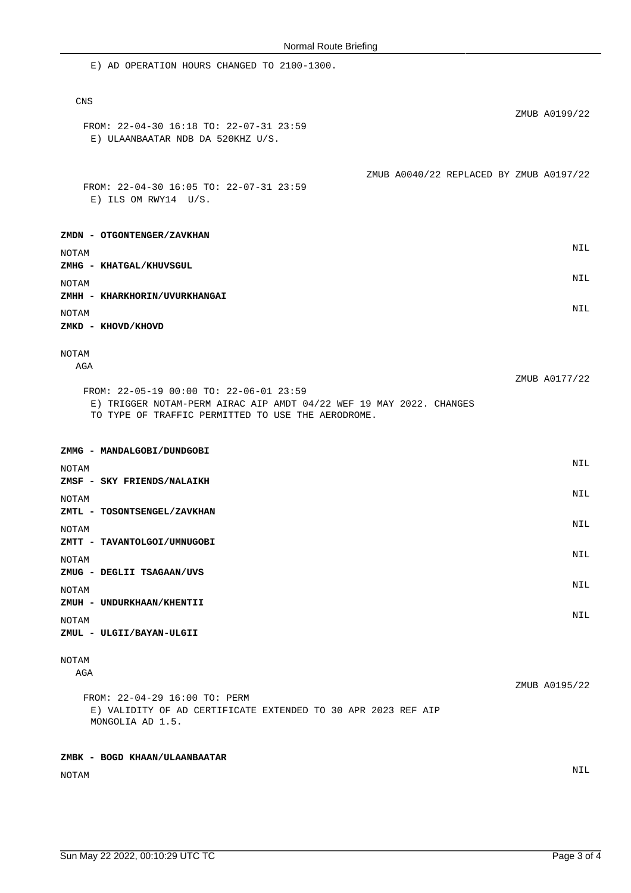E) AD OPERATION HOURS CHANGED TO 2100-1300.

CNS

ZMUB A0199/22

FROM: 22-04-30 16:18 TO: 22-07-31 23:59
E) ULAANBAATAR NDB DA 520KHZ U/S.

ZMUB A0040/22 REPLACED BY ZMUB A0197/22

FROM: 22-04-30 16:05 TO: 22-07-31 23:59
E) ILS OM RWY14 U/S.

**ZMDN - OTGONTENGER/ZAVKHAN**

NOTAM NIL

**ZMHG - KHATGAL/KHUVSGUL**

NOTAM NIL

**ZMHH - KHARKHORIN/UVURKHANGAI**

NOTAM NIL

**ZMKD - KHOVD/KHOVD**

NOTAM

AGA

ZMUB A0177/22

FROM: 22-05-19 00:00 TO: 22-06-01 23:59
E) TRIGGER NOTAM-PERM AIRAC AIP AMDT 04/22 WEF 19 MAY 2022. CHANGES TO TYPE OF TRAFFIC PERMITTED TO USE THE AERODROME.

**ZMMG - MANDALGOBI/DUNDGOBI**

NOTAM NIL

**ZMSF - SKY FRIENDS/NALAIKH**

NOTAM NIL

**ZMTL - TOSONTSENGEL/ZAVKHAN**

NOTAM NIL

**ZMTT - TAVANTOLGOI/UMNUGOBI**

NOTAM NIL

**ZMUG - DEGLII TSAGAAN/UVS**

NOTAM NIL

**ZMUH - UNDURKHAAN/KHENTII**

NOTAM NIL

**ZMUL - ULGII/BAYAN-ULGII**

NOTAM

AGA

ZMUB A0195/22

FROM: 22-04-29 16:00 TO: PERM
E) VALIDITY OF AD CERTIFICATE EXTENDED TO 30 APR 2023 REF AIP MONGOLIA AD 1.5.

**ZMBK - BOGD KHAAN/ULAANBAATAR**

NOTAM NIL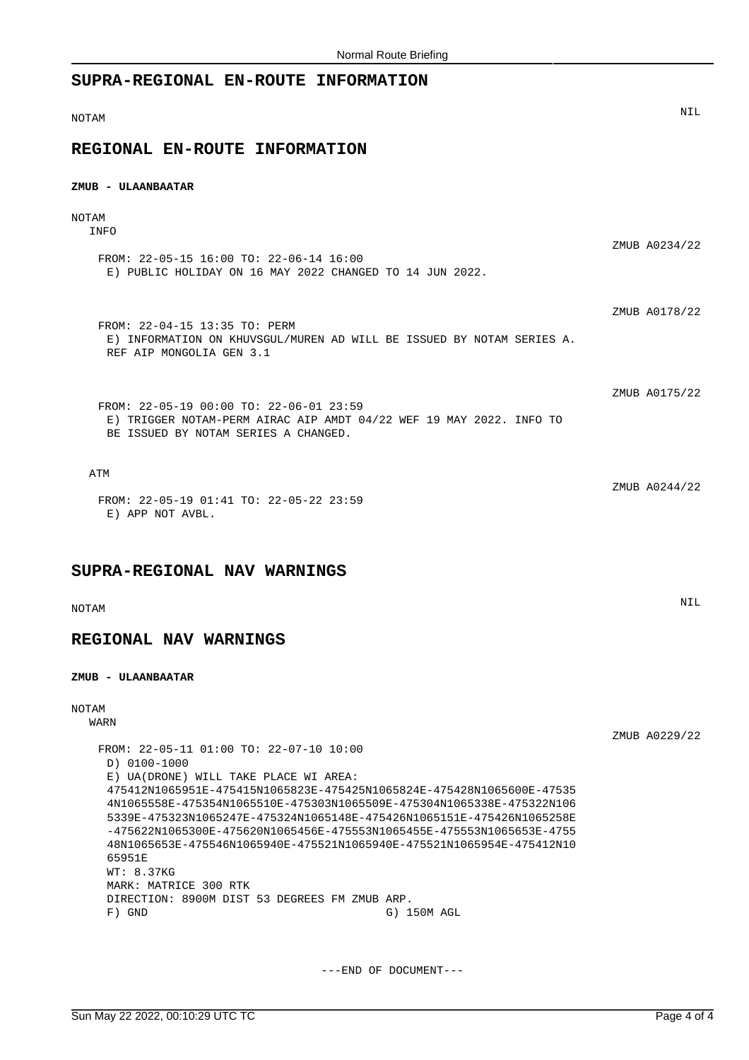## SUPRA-REGIONAL EN-ROUTE INFORMATION

NOTAM

NIL

## REGIONAL EN-ROUTE INFORMATION

**ZMUB - ULAANBAATAR**

NOTAM

INFO

ZMUB A0234/22

FROM: 22-05-15 16:00 TO: 22-06-14 16:00
E) PUBLIC HOLIDAY ON 16 MAY 2022 CHANGED TO 14 JUN 2022.

ZMUB A0178/22

FROM: 22-04-15 13:35 TO: PERM
E) INFORMATION ON KHUVSGUL/MUREN AD WILL BE ISSUED BY NOTAM SERIES A.
REF AIP MONGOLIA GEN 3.1

ZMUB A0175/22

FROM: 22-05-19 00:00 TO: 22-06-01 23:59
E) TRIGGER NOTAM-PERM AIRAC AIP AMDT 04/22 WEF 19 MAY 2022. INFO TO
BE ISSUED BY NOTAM SERIES A CHANGED.

ATM

ZMUB A0244/22

FROM: 22-05-19 01:41 TO: 22-05-22 23:59
E) APP NOT AVBL.

## SUPRA-REGIONAL NAV WARNINGS

NOTAM

NIL

## REGIONAL NAV WARNINGS

**ZMUB - ULAANBAATAR**

NOTAM

WARN

ZMUB A0229/22

FROM: 22-05-11 01:00 TO: 22-07-10 10:00
D) 0100-1000
E) UA(DRONE) WILL TAKE PLACE WI AREA:
475412N1065951E-475415N1065823E-475425N1065824E-475428N1065600E-47535
4N1065558E-475354N1065510E-475303N1065509E-475304N1065338E-475322N106
5339E-475323N1065247E-475324N1065148E-475426N1065151E-475426N1065258E
-475622N1065300E-475620N1065456E-475553N1065455E-475553N1065653E-4755
48N1065653E-475546N1065940E-475521N1065940E-475521N1065954E-475412N10
65951E
WT: 8.37KG
MARK: MATRICE 300 RTK
DIRECTION: 8900M DIST 53 DEGREES FM ZMUB ARP.
F) GND G) 150M AGL

---END OF DOCUMENT---